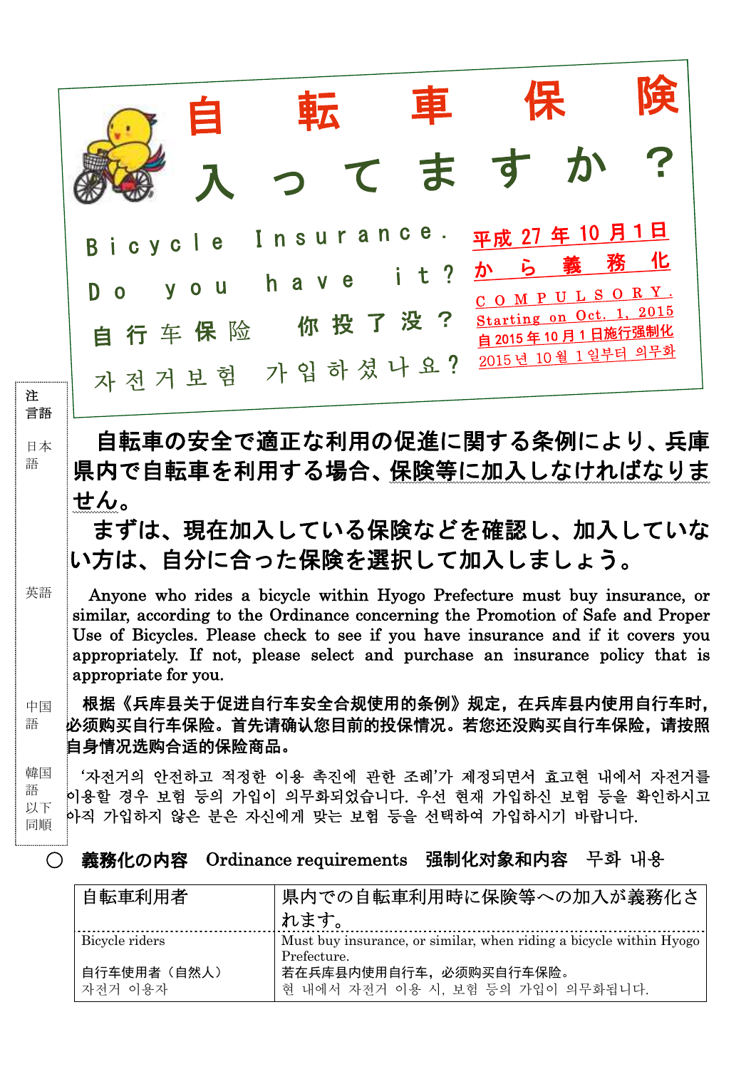# 自転車保険入ってますか？

Bicycle Insurance. Do you have it?

自行车保险 你投了没？

자전거보험 가입하셨나요?

平成 27 年 10 月 1 日から義務化

COMPULSORY.
Starting on Oct. 1, 2015

自 2015 年 10 月 1 日施行强制化

2015 년 10 월 1 일부터 의무화

注
言語
日本語
英語
中国語
韓国語
以下同順

**自転車の安全で適正な利用の促進に関する条例により、兵庫県内で自転車を利用する場合、保険等に加入しなければなりません。**

**まずは、現在加入している保険などを確認し、加入していない方は、自分に合った保険を選択して加入しましょう。**

Anyone who rides a bicycle within Hyogo Prefecture must buy insurance, or similar, according to the Ordinance concerning the Promotion of Safe and Proper Use of Bicycles. Please check to see if you have insurance and if it covers you appropriately. If not, please select and purchase an insurance policy that is appropriate for you.

**根据《兵库县关于促进自行车安全合规使用的条例》规定，在兵库县内使用自行车时，必须购买自行车保险。首先请确认您目前的投保情况。若您还没购买自行车保险，请按照自身情况选购合适的保险商品。**

‘자전거의 안전하고 적정한 이용 촉진에 관한 조례’가 제정되면서 효고현 내에서 자전거를 이용할 경우 보험 등의 가입이 의무화되었습니다. 우선 현재 가입하신 보험 등을 확인하시고 아직 가입하지 않은 분은 자신에게 맞는 보험 등을 선택하여 가입하시기 바랍니다.

## ○ 義務化の内容　Ordinance requirements　强制化对象和内容　무화 내용

| 自転車利用者 | 県内での自転車利用時に保険等への加入が義務化されます。 |
|---|---|
| Bicycle riders<br><br>自行车使用者（自然人）<br>자전거 이용자 | Must buy insurance, or similar, when riding a bicycle within Hyogo Prefecture.<br>若在兵库县内使用自行车，必须购买自行车保险。<br>현 내에서 자전거 이용 시, 보험 등의 가입이 의무화됩니다. |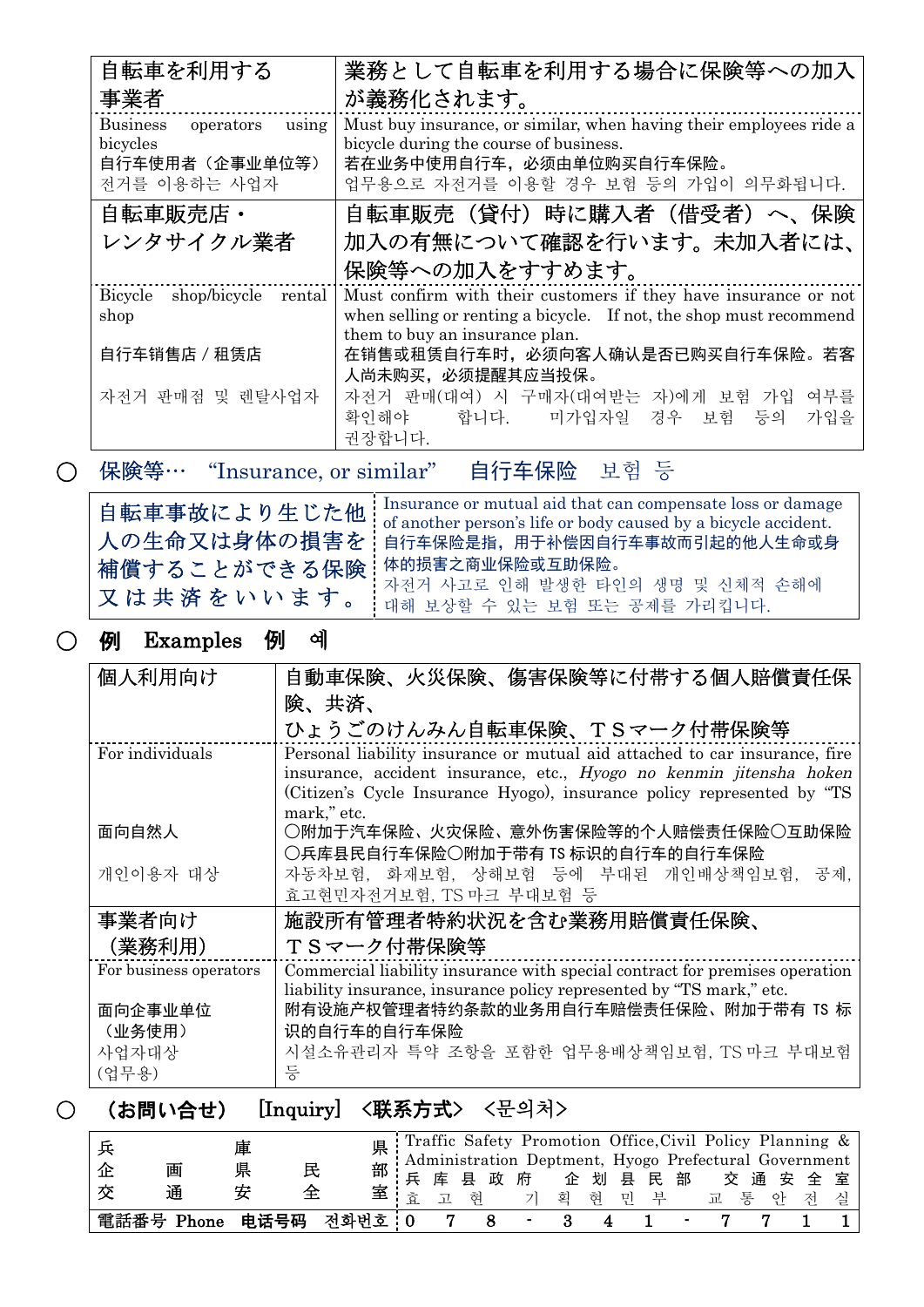| | |
|---|---|
| 自転車を利用する事業者<br>Business operators using bicycles<br>自行车使用者（企事业单位等）<br>전거를 이용하는 사업자 | 業務として自転車を利用する場合に保険等への加入が義務化されます。<br>Must buy insurance, or similar, when having their employees ride a bicycle during the course of business.<br>若在业务中使用自行车，必须由单位购买自行车保险。<br>업무용으로 자전거를 이용할 경우 보험 등의 가입이 의무화됩니다. |
| 自転車販売店・レンタサイクル業者<br>Bicycle shop/bicycle rental shop<br>自行车销售店 / 租赁店<br>자전거 판매점 및 렌탈사업자 | 自転車販売（貸付）時に購入者（借受者）へ、保険加入の有無について確認を行います。未加入者には、保険等への加入をすすめます。<br>Must confirm with their customers if they have insurance or not when selling or renting a bicycle. If not, the shop must recommend them to buy an insurance plan.<br>在销售或租赁自行车时，必须向客人确认是否已购买自行车保险。若客人尚未购买，必须提醒其应当投保。<br>자전거 판매(대여) 시 구매자(대여받는 자)에게 보험 가입 여부를 확인해야 합니다. 미가입자일 경우 보험 등의 가입을 권장합니다. |

## ○ 保険等… "Insurance, or similar" 自行车保险 보험 등

| | |
|---|---|
| 自転車事故により生じた他人の生命又は身体の損害を補償することができる保険又は共済をいいます。 | Insurance or mutual aid that can compensate loss or damage of another person's life or body caused by a bicycle accident.<br>自行车保险是指，用于补偿因自行车事故而引起的他人生命或身体的损害之商业保险或互助保险。<br>자전거 사고로 인해 발생한 타인의 생명 및 신체적 손해에 대해 보상할 수 있는 보험 또는 공제를 가리킵니다. |

## ○ 例 Examples 例 예

| | |
|---|---|
| 個人利用向け<br>For individuals<br>面向自然人<br>개인이용자 대상 | 自動車保険、火災保険、傷害保険等に付帯する個人賠償責任保険、共済、<br>ひょうごのけんみん自転車保険、ＴＳマーク付帯保険等<br>Personal liability insurance or mutual aid attached to car insurance, fire insurance, accident insurance, etc., *Hyogo no kenmin jitensha hoken* (Citizen's Cycle Insurance Hyogo), insurance policy represented by "TS mark," etc.<br>○附加于汽车保险、火灾保险、意外伤害保险等的个人赔偿责任保险○互助保险○兵库县民自行车保险○附加于带有 TS 标识的自行车的自行车保险<br>자동차보험, 화재보험, 상해보험 등에 부대된 개인배상책임보험, 공제, 효고현민자전거보험, TS 마크 부대보험 등 |
| 事業者向け（業務利用）<br>For business operators<br>面向企事业单位（业务使用）<br>사업자대상 (업무용) | 施設所有管理者特約状況を含む業務用賠償責任保険、<br>ＴＳマーク付帯保険等<br>Commercial liability insurance with special contract for premises operation liability insurance, insurance policy represented by "TS mark," etc.<br>附有设施产权管理者特约条款的业务用自行车赔偿责任保险、附加于带有 TS 标识的自行车的自行车保险<br>시설소유관리자 특약 조항을 포함한 업무용배상책임보험, TS 마크 부대보험 등 |

## ○ （お問い合せ） [Inquiry] <联系方式> <문의처>

| | |
|---|---|
| 兵庫県企画県民部交通安全室 | Traffic Safety Promotion Office, Civil Policy Planning & Administration Deptment, Hyogo Prefectural Government<br>兵库县政府 企划县民部 交通安全室<br>효고현 기획현민부 교통안전실 |
| 電話番号 Phone 电话号码 전화번호 | 078-341-7711 |